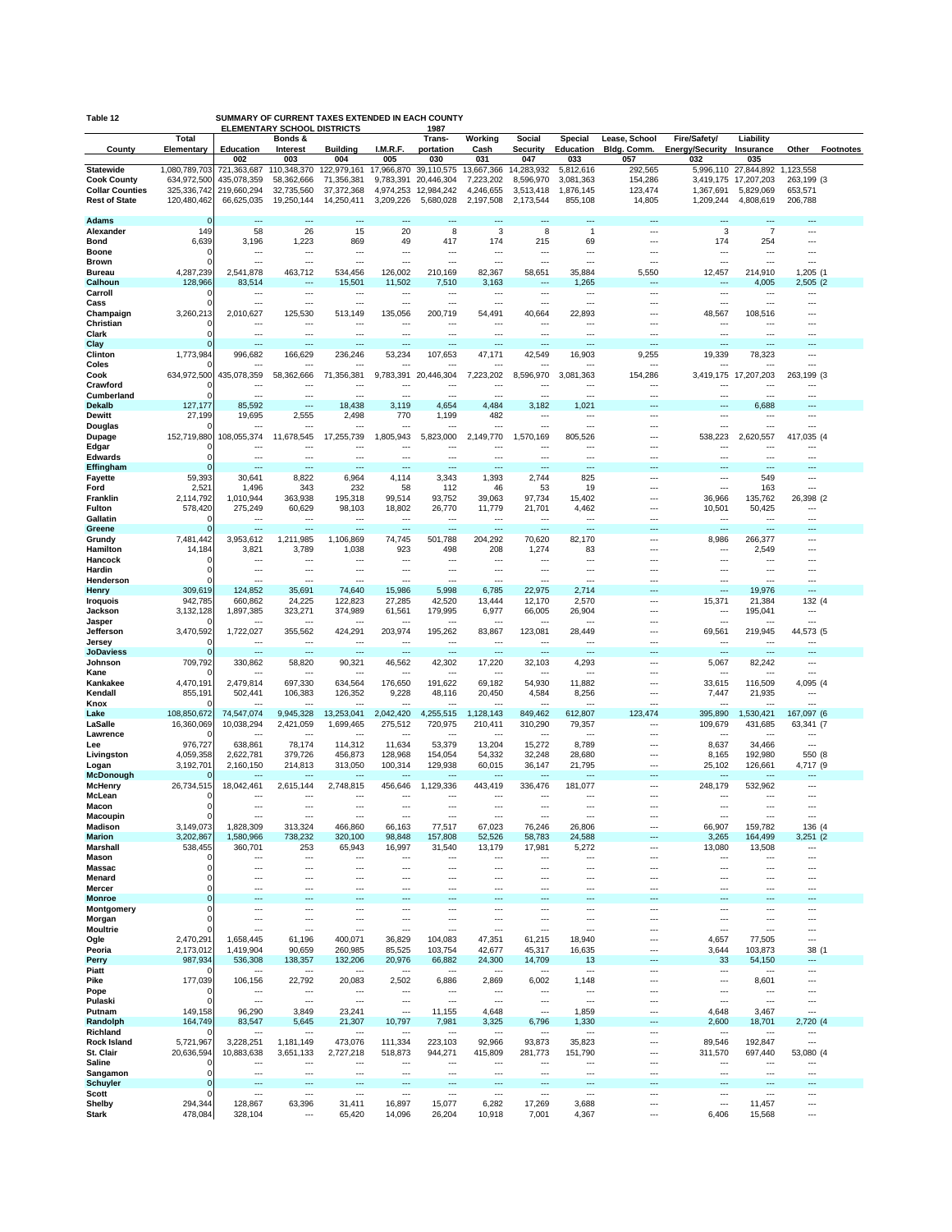**Table 12** **SUMMARY OF CURRENT TAXES EXTENDED IN EACH COUNTY**
**ELEMENTARY SCHOOL DISTRICTS** **1987**

| County | Total Elementary | Education | Bonds & Interest | Building | I.M.R.F. | Trans-portation | Working Cash | Social Security | Special Education | Lease, School Bldg. Comm. | Fire/Safety/ Energy/Security | Liability Insurance | Other | Footnotes |
|---|---|---|---|---|---|---|---|---|---|---|---|---|---|---|
| | | 002 | 003 | 004 | 005 | 030 | 031 | 047 | 033 | 057 | 032 | 035 | | |
| **Statewide** | 1,080,789,703 | 721,363,687 | 110,348,370 | 122,979,161 | 17,966,870 | 39,110,575 | 13,667,366 | 14,283,932 | 5,812,616 | 292,565 | 5,996,110 | 27,844,892 | 1,123,558 | |
| **Cook County** | 634,972,500 | 435,078,359 | 58,362,666 | 71,356,381 | 9,783,391 | 20,446,304 | 7,223,202 | 8,596,970 | 3,081,363 | 154,286 | 3,419,175 | 17,207,203 | 263,199 | (3 |
| **Collar Counties** | 325,336,742 | 219,660,294 | 32,735,560 | 37,372,368 | 4,974,253 | 12,984,242 | 4,246,655 | 3,513,418 | 1,876,145 | 123,474 | 1,367,691 | 5,829,069 | 653,571 | |
| **Rest of State** | 120,480,462 | 66,625,035 | 19,250,144 | 14,250,411 | 3,209,226 | 5,680,028 | 2,197,508 | 2,173,544 | 855,108 | 14,805 | 1,209,244 | 4,808,619 | 206,788 | |
| **Adams** | 0 | --- | --- | --- | --- | --- | --- | --- | --- | --- | --- | --- | --- | |
| **Alexander** | 149 | 58 | 26 | 15 | 20 | 8 | 3 | 8 | 1 | --- | 3 | 7 | --- | |
| **Bond** | 6,639 | 3,196 | 1,223 | 869 | 49 | 417 | 174 | 215 | 69 | --- | 174 | 254 | --- | |
| **Boone** | 0 | --- | --- | --- | --- | --- | --- | --- | --- | --- | --- | --- | --- | |
| **Brown** | 0 | --- | --- | --- | --- | --- | --- | --- | --- | --- | --- | --- | --- | |
| **Bureau** | 4,287,239 | 2,541,878 | 463,712 | 534,456 | 126,002 | 210,169 | 82,367 | 58,651 | 35,884 | 5,550 | 12,457 | 214,910 | 1,205 | (1 |
| **Calhoun** | 128,966 | 83,514 | --- | 15,501 | 11,502 | 7,510 | 3,163 | --- | 1,265 | --- | --- | 4,005 | 2,505 | (2 |
| **Carroll** | 0 | --- | --- | --- | --- | --- | --- | --- | --- | --- | --- | --- | --- | |
| **Cass** | 0 | --- | --- | --- | --- | --- | --- | --- | --- | --- | --- | --- | --- | |
| **Champaign** | 3,260,213 | 2,010,627 | 125,530 | 513,149 | 135,056 | 200,719 | 54,491 | 40,664 | 22,893 | --- | 48,567 | 108,516 | --- | |
| **Christian** | 0 | --- | --- | --- | --- | --- | --- | --- | --- | --- | --- | --- | --- | |
| **Clark** | 0 | --- | --- | --- | --- | --- | --- | --- | --- | --- | --- | --- | --- | |
| **Clay** | 0 | --- | --- | --- | --- | --- | --- | --- | --- | --- | --- | --- | --- | |
| **Clinton** | 1,773,984 | 996,682 | 166,629 | 236,246 | 53,234 | 107,653 | 47,171 | 42,549 | 16,903 | 9,255 | 19,339 | 78,323 | --- | |
| **Coles** | 0 | --- | --- | --- | --- | --- | --- | --- | --- | --- | --- | --- | --- | |
| **Cook** | 634,972,500 | 435,078,359 | 58,362,666 | 71,356,381 | 9,783,391 | 20,446,304 | 7,223,202 | 8,596,970 | 3,081,363 | 154,286 | 3,419,175 | 17,207,203 | 263,199 | (3 |
| **Crawford** | 0 | --- | --- | --- | --- | --- | --- | --- | --- | --- | --- | --- | --- | |
| **Cumberland** | 0 | --- | --- | --- | --- | --- | --- | --- | --- | --- | --- | --- | --- | |
| **Dekalb** | 127,177 | 85,592 | --- | 18,438 | 3,119 | 4,654 | 4,484 | 3,182 | 1,021 | --- | --- | 6,688 | --- | |
| **Dewitt** | 27,199 | 19,695 | 2,555 | 2,498 | 770 | 1,199 | 482 | --- | --- | --- | --- | --- | --- | |
| **Douglas** | 0 | --- | --- | --- | --- | --- | --- | --- | --- | --- | --- | --- | --- | |
| **Dupage** | 152,719,880 | 108,055,374 | 11,678,545 | 17,255,739 | 1,805,943 | 5,823,000 | 2,149,770 | 1,570,169 | 805,526 | --- | 538,223 | 2,620,557 | 417,035 | (4 |
| **Edgar** | 0 | --- | --- | --- | --- | --- | --- | --- | --- | --- | --- | --- | --- | |
| **Edwards** | 0 | --- | --- | --- | --- | --- | --- | --- | --- | --- | --- | --- | --- | |
| **Effingham** | 0 | --- | --- | --- | --- | --- | --- | --- | --- | --- | --- | --- | --- | |
| **Fayette** | 59,393 | 30,641 | 8,822 | 6,964 | 4,114 | 3,343 | 1,393 | 2,744 | 825 | --- | --- | 549 | --- | |
| **Ford** | 2,521 | 1,496 | 343 | 232 | 58 | 112 | 46 | 53 | 19 | --- | --- | 163 | --- | |
| **Franklin** | 2,114,792 | 1,010,944 | 363,938 | 195,318 | 99,514 | 93,752 | 39,063 | 97,734 | 15,402 | --- | 36,966 | 135,762 | 26,398 | (2 |
| **Fulton** | 578,420 | 275,249 | 60,629 | 98,103 | 18,802 | 26,770 | 11,779 | 21,701 | 4,462 | --- | 10,501 | 50,425 | --- | |
| **Gallatin** | 0 | --- | --- | --- | --- | --- | --- | --- | --- | --- | --- | --- | --- | |
| **Greene** | 0 | --- | --- | --- | --- | --- | --- | --- | --- | --- | --- | --- | --- | |
| **Grundy** | 7,481,442 | 3,953,612 | 1,211,985 | 1,106,869 | 74,745 | 501,788 | 204,292 | 70,620 | 82,170 | --- | 8,986 | 266,377 | --- | |
| **Hamilton** | 14,184 | 3,821 | 3,789 | 1,038 | 923 | 498 | 208 | 1,274 | 83 | --- | --- | 2,549 | --- | |
| **Hancock** | 0 | --- | --- | --- | --- | --- | --- | --- | --- | --- | --- | --- | --- | |
| **Hardin** | 0 | --- | --- | --- | --- | --- | --- | --- | --- | --- | --- | --- | --- | |
| **Henderson** | 0 | --- | --- | --- | --- | --- | --- | --- | --- | --- | --- | --- | --- | |
| **Henry** | 309,619 | 124,852 | 35,691 | 74,640 | 15,986 | 5,998 | 6,785 | 22,975 | 2,714 | --- | --- | 19,976 | --- | |
| **Iroquois** | 942,785 | 660,862 | 24,225 | 122,823 | 27,285 | 42,520 | 13,444 | 12,170 | 2,570 | --- | 15,371 | 21,384 | 132 | (4 |
| **Jackson** | 3,132,128 | 1,897,385 | 323,271 | 374,989 | 61,561 | 179,995 | 6,977 | 66,005 | 26,904 | --- | --- | 195,041 | --- | |
| **Jasper** | 0 | --- | --- | --- | --- | --- | --- | --- | --- | --- | --- | --- | --- | |
| **Jefferson** | 3,470,592 | 1,722,027 | 355,562 | 424,291 | 203,974 | 195,262 | 83,867 | 123,081 | 28,449 | --- | 69,561 | 219,945 | 44,573 | (5 |
| **Jersey** | 0 | --- | --- | --- | --- | --- | --- | --- | --- | --- | --- | --- | --- | |
| **JoDaviess** | 0 | --- | --- | --- | --- | --- | --- | --- | --- | --- | --- | --- | --- | |
| **Johnson** | 709,792 | 330,862 | 58,820 | 90,321 | 46,562 | 42,302 | 17,220 | 32,103 | 4,293 | --- | 5,067 | 82,242 | --- | |
| **Kane** | 0 | --- | --- | --- | --- | --- | --- | --- | --- | --- | --- | --- | --- | |
| **Kankakee** | 4,470,191 | 2,479,814 | 697,330 | 634,564 | 176,650 | 191,622 | 69,182 | 54,930 | 11,882 | --- | 33,615 | 116,509 | 4,095 | (4 |
| **Kendall** | 855,191 | 502,441 | 106,383 | 126,352 | 9,228 | 48,116 | 20,450 | 4,584 | 8,256 | --- | 7,447 | 21,935 | --- | |
| **Knox** | 0 | --- | --- | --- | --- | --- | --- | --- | --- | --- | --- | --- | --- | |
| **Lake** | 108,850,672 | 74,547,074 | 9,945,328 | 13,253,041 | 2,042,420 | 4,255,515 | 1,128,143 | 849,462 | 612,807 | 123,474 | 395,890 | 1,530,421 | 167,097 | (6 |
| **LaSalle** | 16,360,069 | 10,038,294 | 2,421,059 | 1,699,465 | 275,512 | 720,975 | 210,411 | 310,290 | 79,357 | --- | 109,679 | 431,685 | 63,341 | (7 |
| **Lawrence** | 0 | --- | --- | --- | --- | --- | --- | --- | --- | --- | --- | --- | --- | |
| **Lee** | 976,727 | 638,861 | 78,174 | 114,312 | 11,634 | 53,379 | 13,204 | 15,272 | 8,789 | --- | 8,637 | 34,466 | --- | |
| **Livingston** | 4,059,358 | 2,622,781 | 379,726 | 456,873 | 128,968 | 154,054 | 54,332 | 32,248 | 28,680 | --- | 8,165 | 192,980 | 550 | (8 |
| **Logan** | 3,192,701 | 2,160,150 | 214,813 | 313,050 | 100,314 | 129,938 | 60,015 | 36,147 | 21,795 | --- | 25,102 | 126,661 | 4,717 | (9 |
| **McDonough** | 0 | --- | --- | --- | --- | --- | --- | --- | --- | --- | --- | --- | --- | |
| **McHenry** | 26,734,515 | 18,042,461 | 2,615,144 | 2,748,815 | 456,646 | 1,129,336 | 443,419 | 336,476 | 181,077 | --- | 248,179 | 532,962 | --- | |
| **McLean** | 0 | --- | --- | --- | --- | --- | --- | --- | --- | --- | --- | --- | --- | |
| **Macon** | 0 | --- | --- | --- | --- | --- | --- | --- | --- | --- | --- | --- | --- | |
| **Macoupin** | 0 | --- | --- | --- | --- | --- | --- | --- | --- | --- | --- | --- | --- | |
| **Madison** | 3,149,073 | 1,828,309 | 313,324 | 466,860 | 66,163 | 77,517 | 67,023 | 76,246 | 26,806 | --- | 66,907 | 159,782 | 136 | (4 |
| **Marion** | 3,202,867 | 1,580,966 | 738,232 | 320,100 | 98,848 | 157,808 | 52,526 | 58,783 | 24,588 | --- | 3,265 | 164,499 | 3,251 | (2 |
| **Marshall** | 538,455 | 360,701 | 253 | 65,943 | 16,997 | 31,540 | 13,179 | 17,981 | 5,272 | --- | 13,080 | 13,508 | --- | |
| **Mason** | 0 | --- | --- | --- | --- | --- | --- | --- | --- | --- | --- | --- | --- | |
| **Massac** | 0 | --- | --- | --- | --- | --- | --- | --- | --- | --- | --- | --- | --- | |
| **Menard** | 0 | --- | --- | --- | --- | --- | --- | --- | --- | --- | --- | --- | --- | |
| **Mercer** | 0 | --- | --- | --- | --- | --- | --- | --- | --- | --- | --- | --- | --- | |
| **Monroe** | 0 | --- | --- | --- | --- | --- | --- | --- | --- | --- | --- | --- | --- | |
| **Montgomery** | 0 | --- | --- | --- | --- | --- | --- | --- | --- | --- | --- | --- | --- | |
| **Morgan** | 0 | --- | --- | --- | --- | --- | --- | --- | --- | --- | --- | --- | --- | |
| **Moultrie** | 0 | --- | --- | --- | --- | --- | --- | --- | --- | --- | --- | --- | --- | |
| **Ogle** | 2,470,291 | 1,658,445 | 61,196 | 400,071 | 36,829 | 104,083 | 47,351 | 61,215 | 18,940 | --- | 4,657 | 77,505 | --- | |
| **Peoria** | 2,173,012 | 1,419,904 | 90,659 | 260,985 | 85,525 | 103,754 | 42,677 | 45,317 | 16,635 | --- | 3,644 | 103,873 | 38 | (1 |
| **Perry** | 987,934 | 536,308 | 138,357 | 132,206 | 20,976 | 66,882 | 24,300 | 14,709 | 13 | --- | 33 | 54,150 | --- | |
| **Piatt** | 0 | --- | --- | --- | --- | --- | --- | --- | --- | --- | --- | --- | --- | |
| **Pike** | 177,039 | 106,156 | 22,792 | 20,083 | 2,502 | 6,886 | 2,869 | 6,002 | 1,148 | --- | --- | 8,601 | --- | |
| **Pope** | 0 | --- | --- | --- | --- | --- | --- | --- | --- | --- | --- | --- | --- | |
| **Pulaski** | 0 | --- | --- | --- | --- | --- | --- | --- | --- | --- | --- | --- | --- | |
| **Putnam** | 149,158 | 96,290 | 3,849 | 23,241 | --- | 11,155 | 4,648 | --- | 1,859 | --- | 4,648 | 3,467 | --- | |
| **Randolph** | 164,749 | 83,547 | 5,645 | 21,307 | 10,797 | 7,981 | 3,325 | 6,796 | 1,330 | --- | 2,600 | 18,701 | 2,720 | (4 |
| **Richland** | 0 | --- | --- | --- | --- | --- | --- | --- | --- | --- | --- | --- | --- | |
| **Rock Island** | 5,721,967 | 3,228,251 | 1,181,149 | 473,076 | 111,334 | 223,103 | 92,966 | 93,873 | 35,823 | --- | 89,546 | 192,847 | --- | |
| **St. Clair** | 20,636,594 | 10,883,638 | 3,651,133 | 2,727,218 | 518,873 | 944,271 | 415,809 | 281,773 | 151,790 | --- | 311,570 | 697,440 | 53,080 | (4 |
| **Saline** | 0 | --- | --- | --- | --- | --- | --- | --- | --- | --- | --- | --- | --- | |
| **Sangamon** | 0 | --- | --- | --- | --- | --- | --- | --- | --- | --- | --- | --- | --- | |
| **Schuyler** | 0 | --- | --- | --- | --- | --- | --- | --- | --- | --- | --- | --- | --- | |
| **Scott** | 0 | --- | --- | --- | --- | --- | --- | --- | --- | --- | --- | --- | --- | |
| **Shelby** | 294,344 | 128,867 | 63,396 | 31,411 | 16,897 | 15,077 | 6,282 | 17,269 | 3,688 | --- | --- | 11,457 | --- | |
| **Stark** | 478,084 | 328,104 | --- | 65,420 | 14,096 | 26,204 | 10,918 | 7,001 | 4,367 | --- | 6,406 | 15,568 | --- | |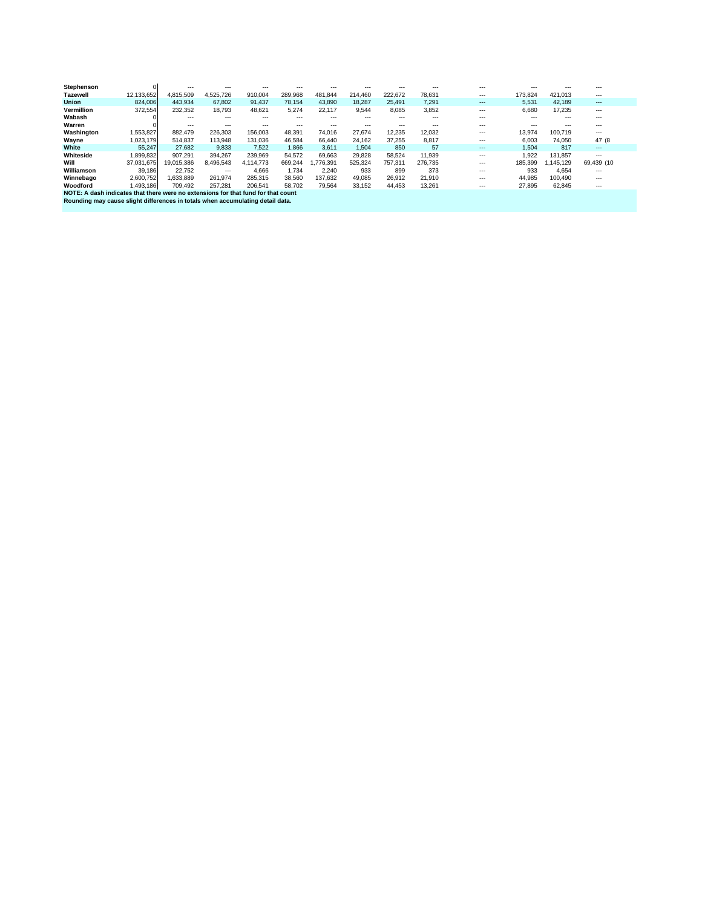| | | | | | | | | | | | | | | |
|---|---|---|---|---|---|---|---|---|---|---|---|---|---|---|
| **Stephenson** | 0 | --- | --- | --- | --- | --- | --- | --- | --- | --- | --- | --- | --- | --- |
| **Tazewell** | 12,133,652 | 4,815,509 | 4,525,726 | 910,004 | 289,968 | 481,844 | 214,460 | 222,672 | 78,631 | --- | 173,824 | 421,013 | --- | |
| **Union** | 824,006 | 443,934 | 67,802 | 91,437 | 78,154 | 43,890 | 18,287 | 25,491 | 7,291 | --- | 5,531 | 42,189 | --- | |
| **Vermillion** | 372,554 | 232,352 | 18,793 | 48,621 | 5,274 | 22,117 | 9,544 | 8,085 | 3,852 | --- | 6,680 | 17,235 | --- | |
| **Wabash** | 0 | --- | --- | --- | --- | --- | --- | --- | --- | --- | --- | --- | --- | |
| **Warren** | 0 | --- | --- | --- | --- | --- | --- | --- | --- | --- | --- | --- | --- | |
| **Washington** | 1,553,827 | 882,479 | 226,303 | 156,003 | 48,391 | 74,016 | 27,674 | 12,235 | 12,032 | --- | 13,974 | 100,719 | --- | |
| **Wayne** | 1,023,179 | 514,837 | 113,948 | 131,036 | 46,584 | 66,440 | 24,162 | 37,255 | 8,817 | --- | 6,003 | 74,050 | 47 (8 | |
| **White** | 55,247 | 27,682 | 9,833 | 7,522 | 1,866 | 3,611 | 1,504 | 850 | 57 | --- | 1,504 | 817 | --- | |
| **Whiteside** | 1,899,832 | 907,291 | 394,267 | 239,969 | 54,572 | 69,663 | 29,828 | 58,524 | 11,939 | --- | 1,922 | 131,857 | --- | |
| **Will** | 37,031,675 | 19,015,386 | 8,496,543 | 4,114,773 | 669,244 | 1,776,391 | 525,324 | 757,311 | 276,735 | --- | 185,399 | 1,145,129 | 69,439 (10 | |
| **Williamson** | 39,186 | 22,752 | --- | 4,666 | 1,734 | 2,240 | 933 | 899 | 373 | --- | 933 | 4,654 | --- | |
| **Winnebago** | 2,600,752 | 1,633,889 | 261,974 | 285,315 | 38,560 | 137,632 | 49,085 | 26,912 | 21,910 | --- | 44,985 | 100,490 | --- | |
| **Woodford** | 1,493,186 | 709,492 | 257,281 | 206,541 | 58,702 | 79,564 | 33,152 | 44,453 | 13,261 | --- | 27,895 | 62,845 | --- | |

**NOTE: A dash indicates that there were no extensions for that fund for that count**

**Rounding may cause slight differences in totals when accumulating detail data.**